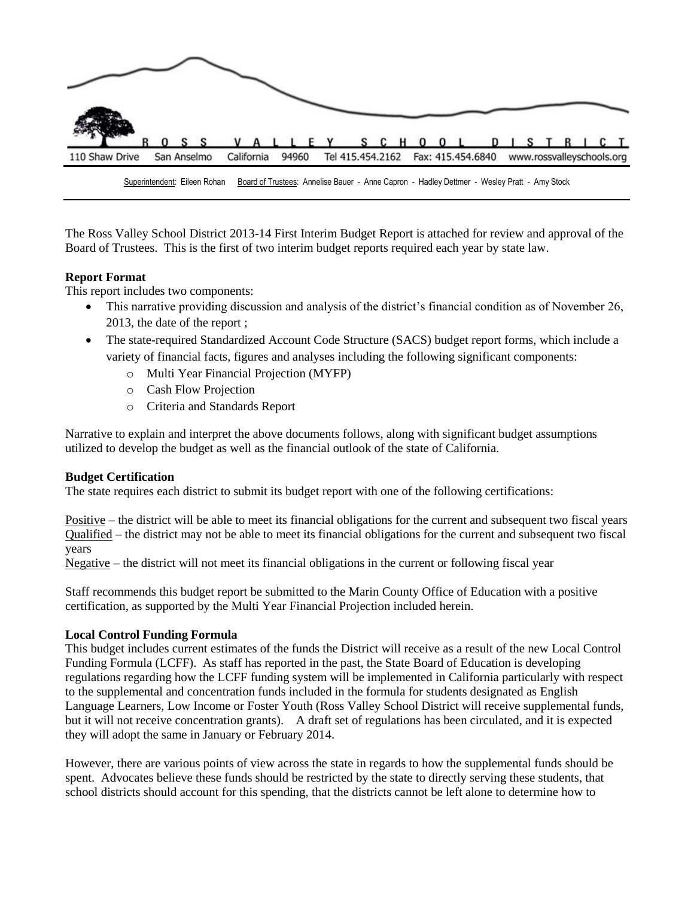ROSS VALLEY SCHOOL DISTRICT

110 Shaw Drive San Anselmo California 94960 Tel 415.454.2162 Fax: 415.454.6840 www.rossvalleyschools.org

Superintendent: Eileen Rohan Board of Trustees: Annelise Bauer - Anne Capron - Hadley Dettmer - Wesley Pratt - Amy Stock

The Ross Valley School District 2013-14 First Interim Budget Report is attached for review and approval of the Board of Trustees. This is the first of two interim budget reports required each year by state law.

**Report Format**

This report includes two components:

- This narrative providing discussion and analysis of the district's financial condition as of November 26, 2013, the date of the report ;
- The state-required Standardized Account Code Structure (SACS) budget report forms, which include a variety of financial facts, figures and analyses including the following significant components:
  - Multi Year Financial Projection (MYFP)
  - Cash Flow Projection
  - Criteria and Standards Report

Narrative to explain and interpret the above documents follows, along with significant budget assumptions utilized to develop the budget as well as the financial outlook of the state of California.

**Budget Certification**

The state requires each district to submit its budget report with one of the following certifications:

Positive – the district will be able to meet its financial obligations for the current and subsequent two fiscal years
Qualified – the district may not be able to meet its financial obligations for the current and subsequent two fiscal years
Negative – the district will not meet its financial obligations in the current or following fiscal year

Staff recommends this budget report be submitted to the Marin County Office of Education with a positive certification, as supported by the Multi Year Financial Projection included herein.

**Local Control Funding Formula**

This budget includes current estimates of the funds the District will receive as a result of the new Local Control Funding Formula (LCFF). As staff has reported in the past, the State Board of Education is developing regulations regarding how the LCFF funding system will be implemented in California particularly with respect to the supplemental and concentration funds included in the formula for students designated as English Language Learners, Low Income or Foster Youth (Ross Valley School District will receive supplemental funds, but it will not receive concentration grants). A draft set of regulations has been circulated, and it is expected they will adopt the same in January or February 2014.

However, there are various points of view across the state in regards to how the supplemental funds should be spent. Advocates believe these funds should be restricted by the state to directly serving these students, that school districts should account for this spending, that the districts cannot be left alone to determine how to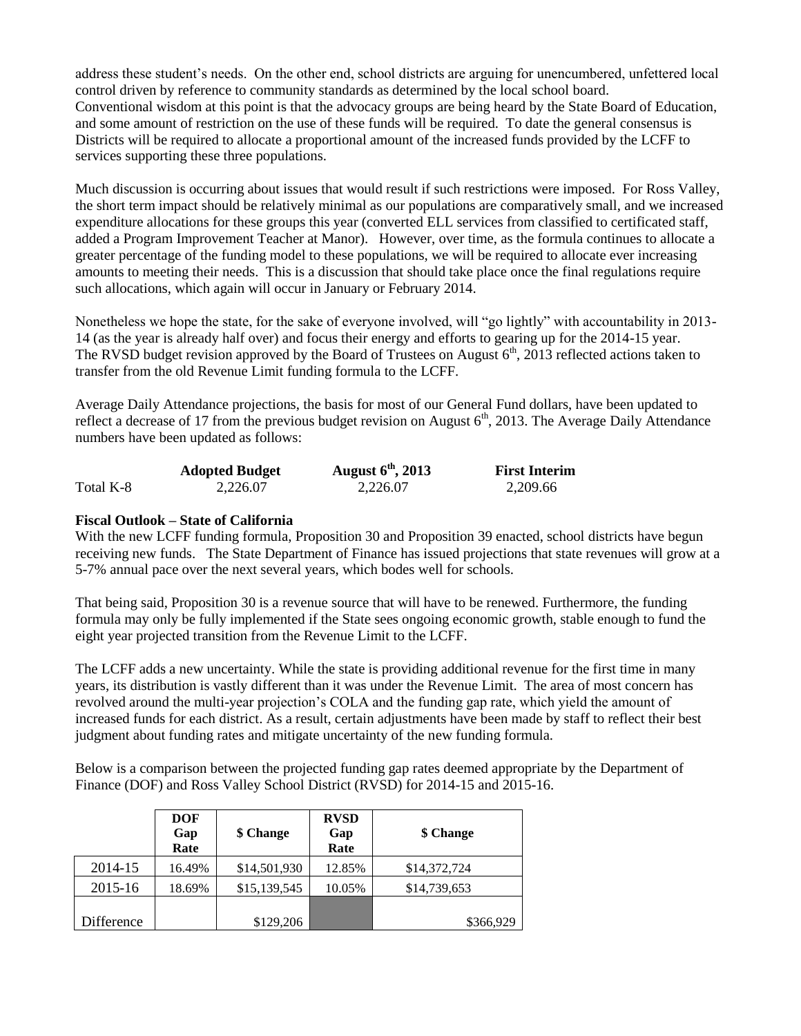address these student's needs. On the other end, school districts are arguing for unencumbered, unfettered local control driven by reference to community standards as determined by the local school board. Conventional wisdom at this point is that the advocacy groups are being heard by the State Board of Education, and some amount of restriction on the use of these funds will be required. To date the general consensus is Districts will be required to allocate a proportional amount of the increased funds provided by the LCFF to services supporting these three populations.

Much discussion is occurring about issues that would result if such restrictions were imposed. For Ross Valley, the short term impact should be relatively minimal as our populations are comparatively small, and we increased expenditure allocations for these groups this year (converted ELL services from classified to certificated staff, added a Program Improvement Teacher at Manor). However, over time, as the formula continues to allocate a greater percentage of the funding model to these populations, we will be required to allocate ever increasing amounts to meeting their needs. This is a discussion that should take place once the final regulations require such allocations, which again will occur in January or February 2014.

Nonetheless we hope the state, for the sake of everyone involved, will "go lightly" with accountability in 2013-14 (as the year is already half over) and focus their energy and efforts to gearing up for the 2014-15 year. The RVSD budget revision approved by the Board of Trustees on August 6th, 2013 reflected actions taken to transfer from the old Revenue Limit funding formula to the LCFF.

Average Daily Attendance projections, the basis for most of our General Fund dollars, have been updated to reflect a decrease of 17 from the previous budget revision on August 6th, 2013. The Average Daily Attendance numbers have been updated as follows:

| | Adopted Budget | August 6th, 2013 | First Interim |
|---|---|---|---|
| Total K-8 | 2,226.07 | 2,226.07 | 2,209.66 |

**Fiscal Outlook – State of California**

With the new LCFF funding formula, Proposition 30 and Proposition 39 enacted, school districts have begun receiving new funds. The State Department of Finance has issued projections that state revenues will grow at a 5-7% annual pace over the next several years, which bodes well for schools.

That being said, Proposition 30 is a revenue source that will have to be renewed. Furthermore, the funding formula may only be fully implemented if the State sees ongoing economic growth, stable enough to fund the eight year projected transition from the Revenue Limit to the LCFF.

The LCFF adds a new uncertainty. While the state is providing additional revenue for the first time in many years, its distribution is vastly different than it was under the Revenue Limit. The area of most concern has revolved around the multi-year projection's COLA and the funding gap rate, which yield the amount of increased funds for each district. As a result, certain adjustments have been made by staff to reflect their best judgment about funding rates and mitigate uncertainty of the new funding formula.

Below is a comparison between the projected funding gap rates deemed appropriate by the Department of Finance (DOF) and Ross Valley School District (RVSD) for 2014-15 and 2015-16.

| | DOF Gap Rate | $ Change | RVSD Gap Rate | $ Change |
|---|---|---|---|---|
| 2014-15 | 16.49% | $14,501,930 | 12.85% | $14,372,724 |
| 2015-16 | 18.69% | $15,139,545 | 10.05% | $14,739,653 |
| Difference | | $129,206 | | $366,929 |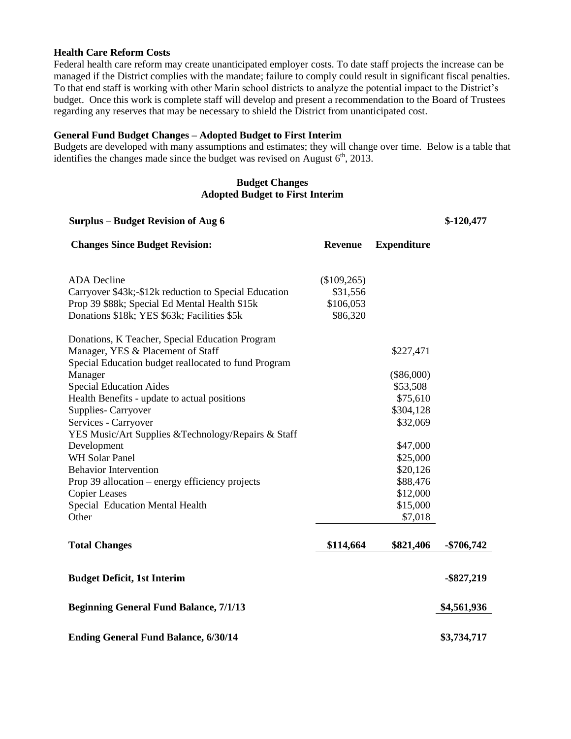**Health Care Reform Costs**

Federal health care reform may create unanticipated employer costs. To date staff projects the increase can be managed if the District complies with the mandate; failure to comply could result in significant fiscal penalties. To that end staff is working with other Marin school districts to analyze the potential impact to the District's budget. Once this work is complete staff will develop and present a recommendation to the Board of Trustees regarding any reserves that may be necessary to shield the District from unanticipated cost.

**General Fund Budget Changes – Adopted Budget to First Interim**

Budgets are developed with many assumptions and estimates; they will change over time. Below is a table that identifies the changes made since the budget was revised on August 6th, 2013.

**Budget Changes**
**Adopted Budget to First Interim**

| | | | |
|---|---|---|---|
| **Surplus – Budget Revision of Aug 6** | | | **$-120,477** |
| **Changes Since Budget Revision:** | **Revenue** | **Expenditure** | |
| ADA Decline | ($109,265) | | |
| Carryover $43k;-$12k reduction to Special Education | $31,556 | | |
| Prop 39 $88k; Special Ed Mental Health $15k | $106,053 | | |
| Donations $18k; YES $63k; Facilities $5k | $86,320 | | |
| Donations, K Teacher, Special Education Program Manager, YES & Placement of Staff | | $227,471 | |
| Special Education budget reallocated to fund Program Manager | | ($86,000) | |
| Special Education Aides | | $53,508 | |
| Health Benefits - update to actual positions | | $75,610 | |
| Supplies- Carryover | | $304,128 | |
| Services - Carryover | | $32,069 | |
| YES Music/Art Supplies &Technology/Repairs & Staff Development | | $47,000 | |
| WH Solar Panel | | $25,000 | |
| Behavior Intervention | | $20,126 | |
| Prop 39 allocation – energy efficiency projects | | $88,476 | |
| Copier Leases | | $12,000 | |
| Special Education Mental Health | | $15,000 | |
| Other | | $7,018 | |
| **Total Changes** | **$114,664** | **$821,406** | **-$706,742** |
| **Budget Deficit, 1st Interim** | | | **-$827,219** |
| **Beginning General Fund Balance, 7/1/13** | | | **$4,561,936** |
| **Ending General Fund Balance, 6/30/14** | | | **$3,734,717** |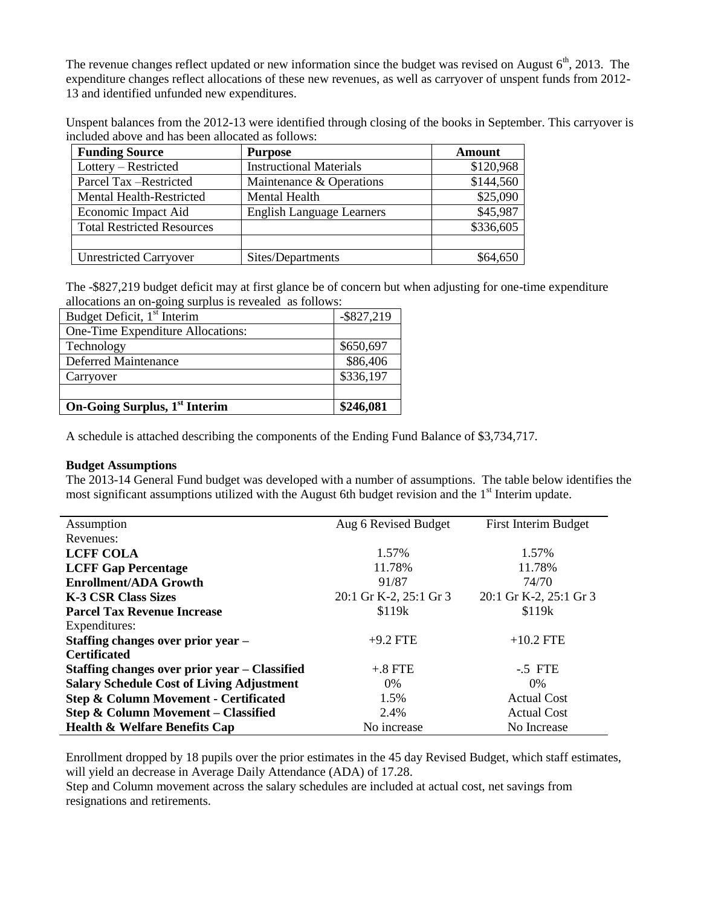The revenue changes reflect updated or new information since the budget was revised on August 6th, 2013. The expenditure changes reflect allocations of these new revenues, as well as carryover of unspent funds from 2012-13 and identified unfunded new expenditures.

Unspent balances from the 2012-13 were identified through closing of the books in September. This carryover is included above and has been allocated as follows:

| Funding Source | Purpose | Amount |
|---|---|---|
| Lottery – Restricted | Instructional Materials | \$120,968 |
| Parcel Tax –Restricted | Maintenance & Operations | \$144,560 |
| Mental Health-Restricted | Mental Health | \$25,090 |
| Economic Impact Aid | English Language Learners | \$45,987 |
| Total Restricted Resources | | \$336,605 |
| | | |
| Unrestricted Carryover | Sites/Departments | \$64,650 |

The -\$827,219 budget deficit may at first glance be of concern but when adjusting for one-time expenditure allocations an on-going surplus is revealed as follows:

| | |
|---|---|
| Budget Deficit, 1st Interim | -\$827,219 |
| One-Time Expenditure Allocations: | |
| Technology | \$650,697 |
| Deferred Maintenance | \$86,406 |
| Carryover | \$336,197 |
| | |
| **On-Going Surplus, 1st Interim** | **\$246,081** |

A schedule is attached describing the components of the Ending Fund Balance of \$3,734,717.

**Budget Assumptions**

The 2013-14 General Fund budget was developed with a number of assumptions. The table below identifies the most significant assumptions utilized with the August 6th budget revision and the 1st Interim update.

| Assumption | Aug 6 Revised Budget | First Interim Budget |
|---|---|---|
| Revenues: | | |
| **LCFF COLA** | 1.57% | 1.57% |
| **LCFF Gap Percentage** | 11.78% | 11.78% |
| **Enrollment/ADA Growth** | 91/87 | 74/70 |
| **K-3 CSR Class Sizes** | 20:1 Gr K-2, 25:1 Gr 3 | 20:1 Gr K-2, 25:1 Gr 3 |
| **Parcel Tax Revenue Increase** | \$119k | \$119k |
| Expenditures: | | |
| **Staffing changes over prior year – Certificated** | +9.2 FTE | +10.2 FTE |
| **Staffing changes over prior year – Classified** | +.8 FTE | -.5 FTE |
| **Salary Schedule Cost of Living Adjustment** | 0% | 0% |
| **Step & Column Movement - Certificated** | 1.5% | Actual Cost |
| **Step & Column Movement – Classified** | 2.4% | Actual Cost |
| **Health & Welfare Benefits Cap** | No increase | No Increase |

Enrollment dropped by 18 pupils over the prior estimates in the 45 day Revised Budget, which staff estimates, will yield an decrease in Average Daily Attendance (ADA) of 17.28.

Step and Column movement across the salary schedules are included at actual cost, net savings from resignations and retirements.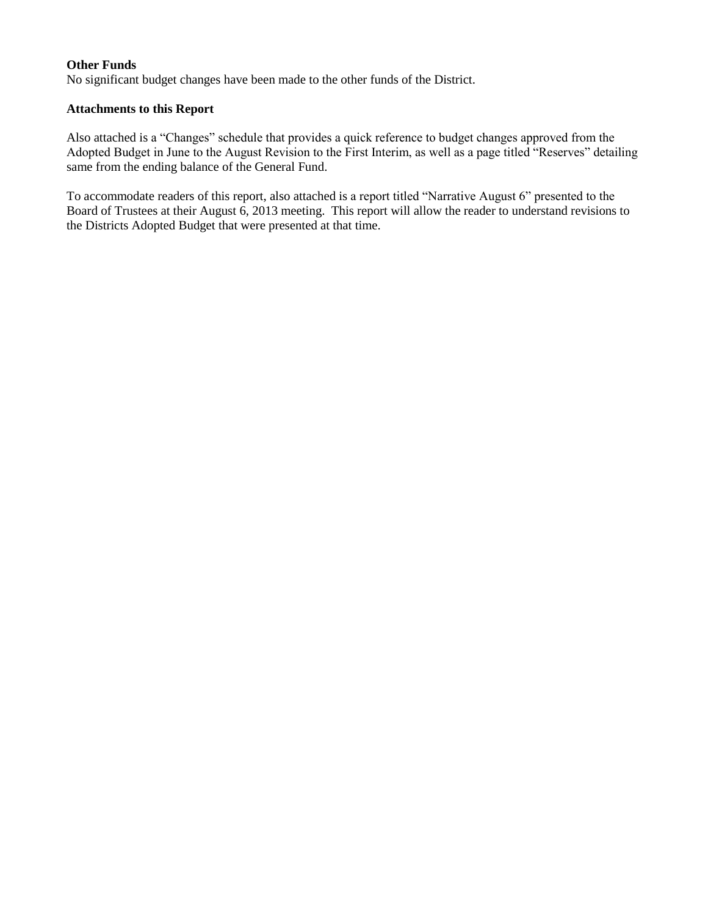**Other Funds**
No significant budget changes have been made to the other funds of the District.

**Attachments to this Report**

Also attached is a "Changes" schedule that provides a quick reference to budget changes approved from the Adopted Budget in June to the August Revision to the First Interim, as well as a page titled "Reserves" detailing same from the ending balance of the General Fund.

To accommodate readers of this report, also attached is a report titled "Narrative August 6" presented to the Board of Trustees at their August 6, 2013 meeting. This report will allow the reader to understand revisions to the Districts Adopted Budget that were presented at that time.